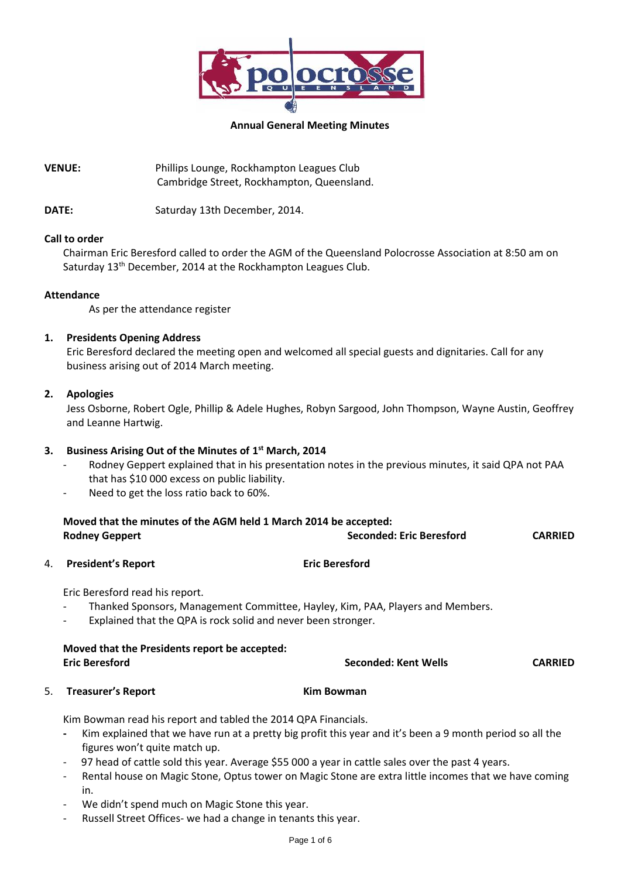## Annual General Meeting Minutes

**VENUE:** Phillips Lounge, Rockhampton Leagues Club
Cambridge Street, Rockhampton, Queensland.

**DATE:** Saturday 13th December, 2014.

**Call to order**

Chairman Eric Beresford called to order the AGM of the Queensland Polocrosse Association at 8:50 am on Saturday 13th December, 2014 at the Rockhampton Leagues Club.

**Attendance**

As per the attendance register

**1. Presidents Opening Address**

Eric Beresford declared the meeting open and welcomed all special guests and dignitaries. Call for any business arising out of 2014 March meeting.

**2. Apologies**

Jess Osborne, Robert Ogle, Phillip & Adele Hughes, Robyn Sargood, John Thompson, Wayne Austin, Geoffrey and Leanne Hartwig.

**3. Business Arising Out of the Minutes of 1st March, 2014**

- Rodney Geppert explained that in his presentation notes in the previous minutes, it said QPA not PAA that has $10 000 excess on public liability.
- Need to get the loss ratio back to 60%.

**Moved that the minutes of the AGM held 1 March 2014 be accepted:**
**Rodney Geppert** **Seconded: Eric Beresford** **CARRIED**

**4. President's Report** **Eric Beresford**

Eric Beresford read his report.

- Thanked Sponsors, Management Committee, Hayley, Kim, PAA, Players and Members.
- Explained that the QPA is rock solid and never been stronger.

**Moved that the Presidents report be accepted:**
**Eric Beresford** **Seconded: Kent Wells** **CARRIED**

**5. Treasurer's Report** **Kim Bowman**

Kim Bowman read his report and tabled the 2014 QPA Financials.

- Kim explained that we have run at a pretty big profit this year and it's been a 9 month period so all the figures won't quite match up.
- 97 head of cattle sold this year. Average $55 000 a year in cattle sales over the past 4 years.
- Rental house on Magic Stone, Optus tower on Magic Stone are extra little incomes that we have coming in.
- We didn't spend much on Magic Stone this year.
- Russell Street Offices- we had a change in tenants this year.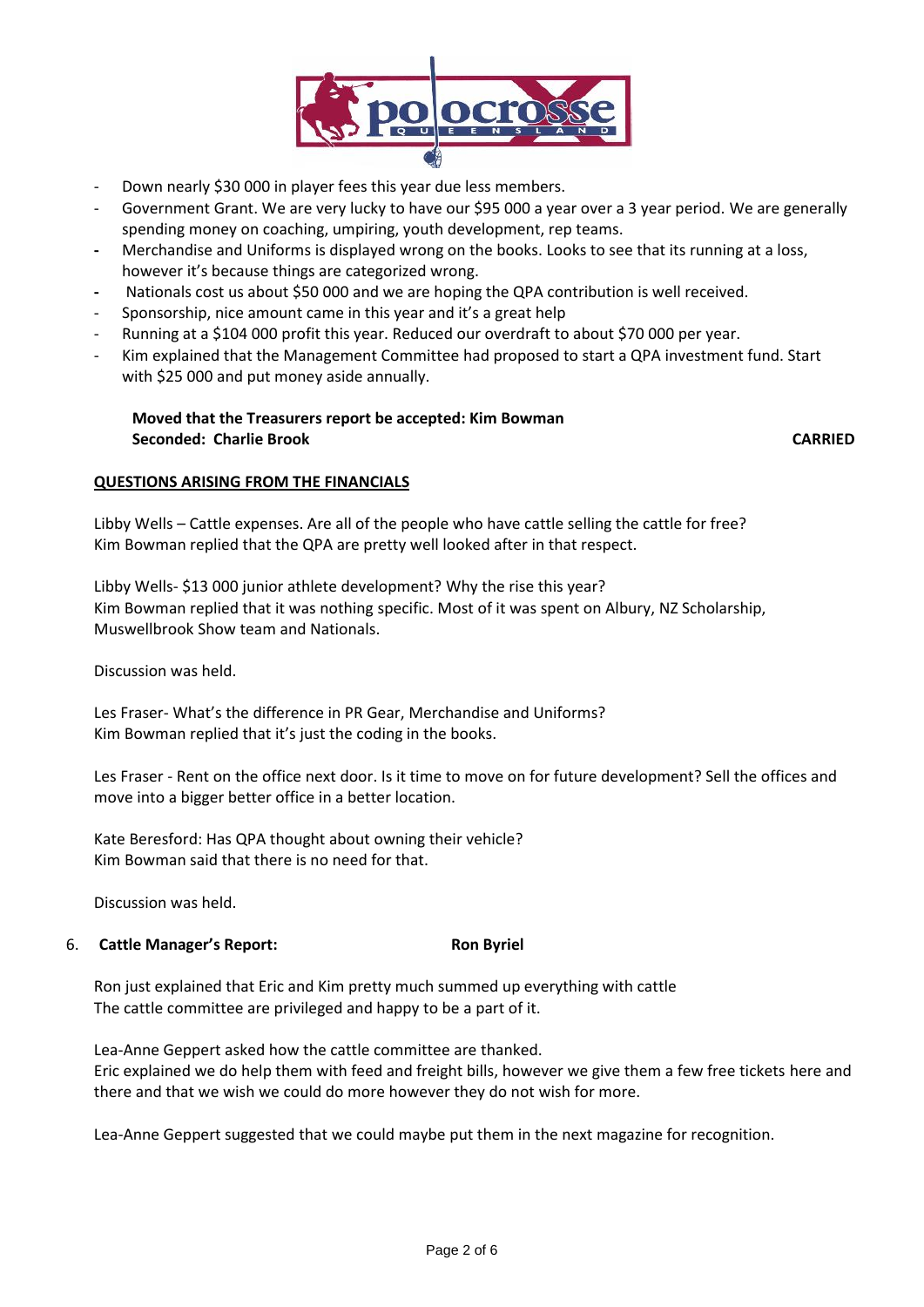- Down nearly $30 000 in player fees this year due less members.
- Government Grant. We are very lucky to have our $95 000 a year over a 3 year period. We are generally spending money on coaching, umpiring, youth development, rep teams.
- Merchandise and Uniforms is displayed wrong on the books. Looks to see that its running at a loss, however it's because things are categorized wrong.
- Nationals cost us about $50 000 and we are hoping the QPA contribution is well received.
- Sponsorship, nice amount came in this year and it's a great help
- Running at a $104 000 profit this year. Reduced our overdraft to about $70 000 per year.
- Kim explained that the Management Committee had proposed to start a QPA investment fund. Start with $25 000 and put money aside annually.

**Moved that the Treasurers report be accepted: Kim Bowman**
**Seconded: Charlie Brook** **CARRIED**

**QUESTIONS ARISING FROM THE FINANCIALS**

Libby Wells – Cattle expenses. Are all of the people who have cattle selling the cattle for free?
Kim Bowman replied that the QPA are pretty well looked after in that respect.

Libby Wells- $13 000 junior athlete development? Why the rise this year?
Kim Bowman replied that it was nothing specific. Most of it was spent on Albury, NZ Scholarship, Muswellbrook Show team and Nationals.

Discussion was held.

Les Fraser- What's the difference in PR Gear, Merchandise and Uniforms?
Kim Bowman replied that it's just the coding in the books.

Les Fraser - Rent on the office next door. Is it time to move on for future development? Sell the offices and move into a bigger better office in a better location.

Kate Beresford: Has QPA thought about owning their vehicle?
Kim Bowman said that there is no need for that.

Discussion was held.

6. **Cattle Manager's Report:** **Ron Byriel**

Ron just explained that Eric and Kim pretty much summed up everything with cattle
The cattle committee are privileged and happy to be a part of it.

Lea-Anne Geppert asked how the cattle committee are thanked.
Eric explained we do help them with feed and freight bills, however we give them a few free tickets here and there and that we wish we could do more however they do not wish for more.

Lea-Anne Geppert suggested that we could maybe put them in the next magazine for recognition.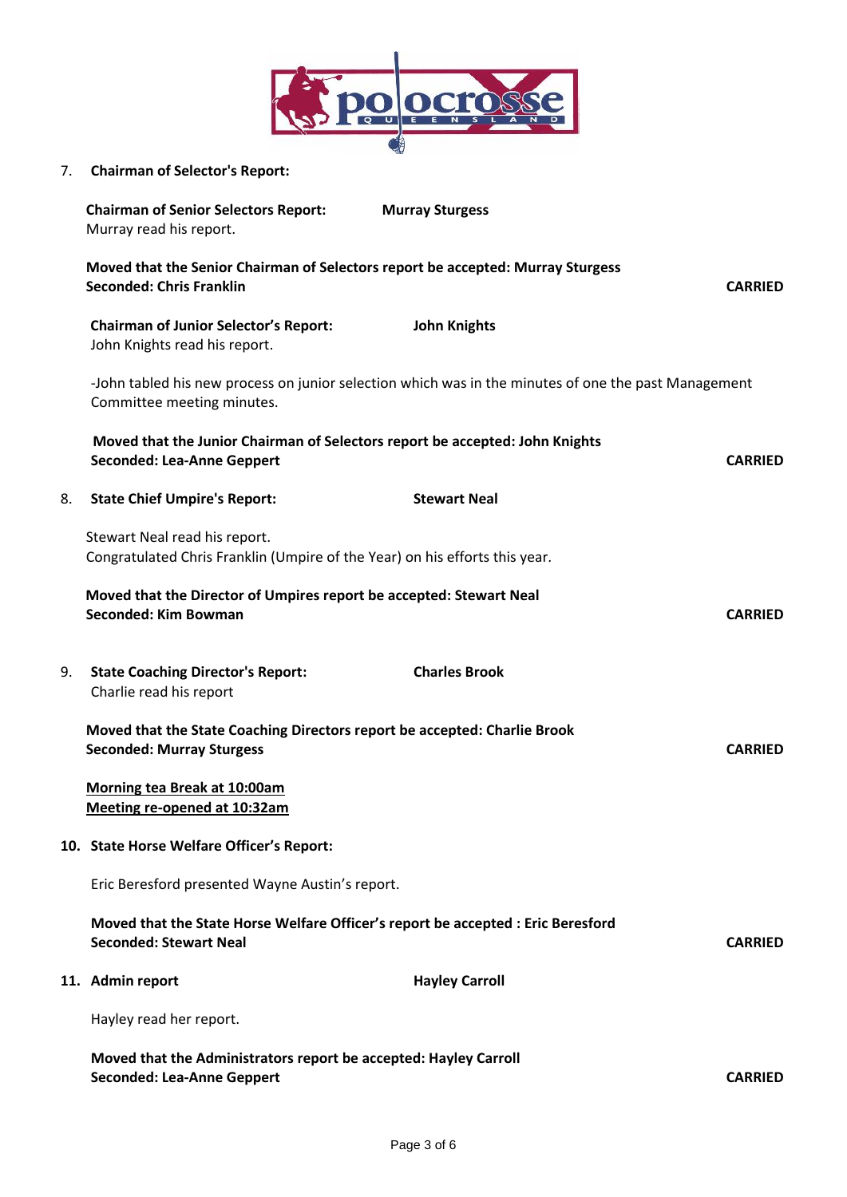7. **Chairman of Selector's Report:**

**Chairman of Senior Selectors Report:** **Murray Sturgess**
Murray read his report.

**Moved that the Senior Chairman of Selectors report be accepted: Murray Sturgess**
**Seconded: Chris Franklin** **CARRIED**

**Chairman of Junior Selector's Report:** **John Knights**
John Knights read his report.

-John tabled his new process on junior selection which was in the minutes of one the past Management Committee meeting minutes.

**Moved that the Junior Chairman of Selectors report be accepted: John Knights**
**Seconded: Lea-Anne Geppert** **CARRIED**

8. **State Chief Umpire's Report:** **Stewart Neal**

Stewart Neal read his report.
Congratulated Chris Franklin (Umpire of the Year) on his efforts this year.

**Moved that the Director of Umpires report be accepted: Stewart Neal**
**Seconded: Kim Bowman** **CARRIED**

9. **State Coaching Director's Report:** **Charles Brook**
Charlie read his report

**Moved that the State Coaching Directors report be accepted: Charlie Brook**
**Seconded: Murray Sturgess** **CARRIED**

**<u>Morning tea Break at 10:00am</u>**
**<u>Meeting re-opened at 10:32am</u>**

10. **State Horse Welfare Officer's Report:**

Eric Beresford presented Wayne Austin's report.

**Moved that the State Horse Welfare Officer's report be accepted : Eric Beresford**
**Seconded: Stewart Neal** **CARRIED**

11. **Admin report** **Hayley Carroll**

Hayley read her report.

**Moved that the Administrators report be accepted: Hayley Carroll**
**Seconded: Lea-Anne Geppert** **CARRIED**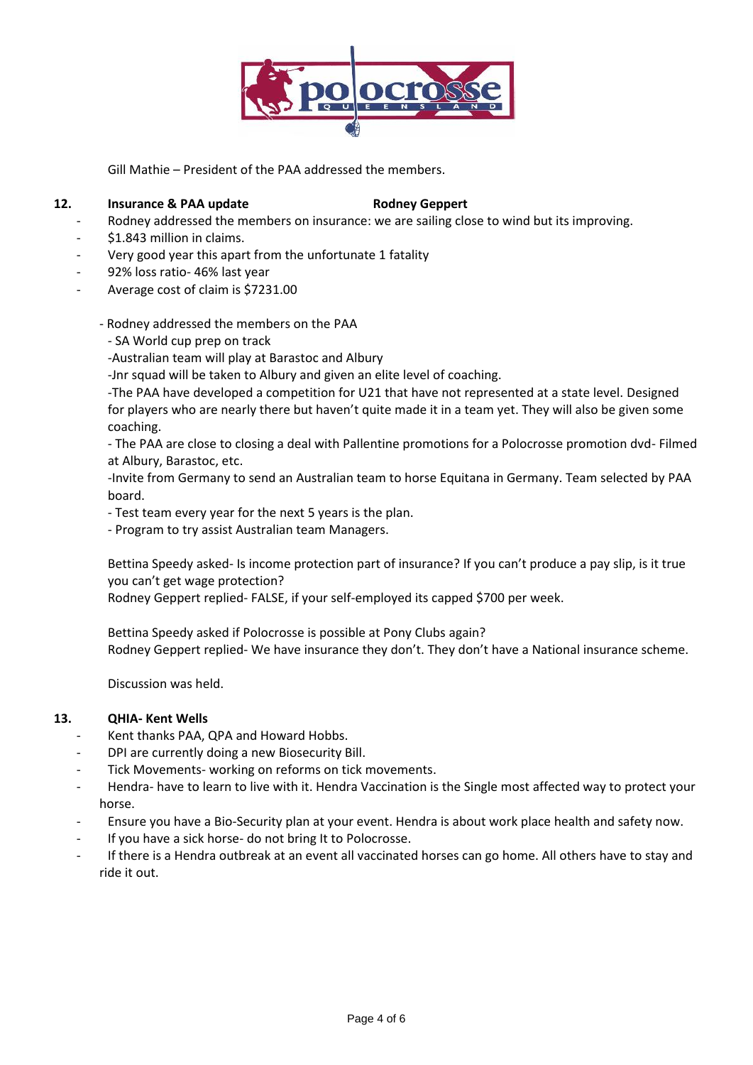Gill Mathie – President of the PAA addressed the members.

**12. Insurance & PAA update** **Rodney Geppert**

- Rodney addressed the members on insurance: we are sailing close to wind but its improving.
- $1.843 million in claims.
- Very good year this apart from the unfortunate 1 fatality
- 92% loss ratio- 46% last year
- Average cost of claim is $7231.00

- Rodney addressed the members on the PAA
  - SA World cup prep on track
  - Australian team will play at Barastoc and Albury
  - Jnr squad will be taken to Albury and given an elite level of coaching.
  - The PAA have developed a competition for U21 that have not represented at a state level. Designed for players who are nearly there but haven't quite made it in a team yet. They will also be given some coaching.
  - The PAA are close to closing a deal with Pallentine promotions for a Polocrosse promotion dvd- Filmed at Albury, Barastoc, etc.
  - Invite from Germany to send an Australian team to horse Equitana in Germany. Team selected by PAA board.
  - Test team every year for the next 5 years is the plan.
  - Program to try assist Australian team Managers.

Bettina Speedy asked- Is income protection part of insurance? If you can't produce a pay slip, is it true you can't get wage protection?
Rodney Geppert replied- FALSE, if your self-employed its capped $700 per week.

Bettina Speedy asked if Polocrosse is possible at Pony Clubs again?
Rodney Geppert replied- We have insurance they don't. They don't have a National insurance scheme.

Discussion was held.

**13. QHIA- Kent Wells**

- Kent thanks PAA, QPA and Howard Hobbs.
- DPI are currently doing a new Biosecurity Bill.
- Tick Movements- working on reforms on tick movements.
- Hendra- have to learn to live with it. Hendra Vaccination is the Single most affected way to protect your horse.
- Ensure you have a Bio-Security plan at your event. Hendra is about work place health and safety now.
- If you have a sick horse- do not bring It to Polocrosse.
- If there is a Hendra outbreak at an event all vaccinated horses can go home. All others have to stay and ride it out.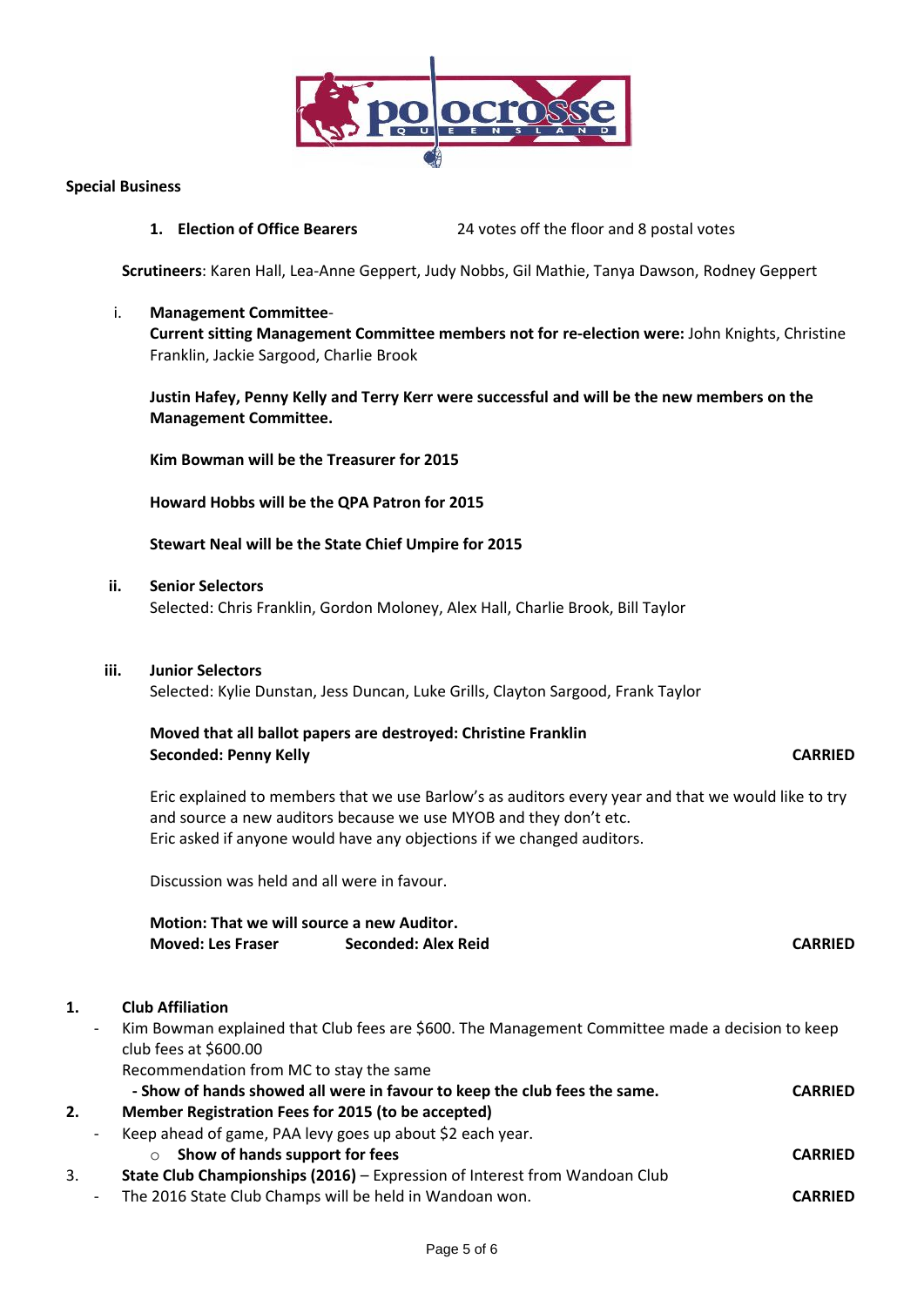**Special Business**

1. **Election of Office Bearers** 24 votes off the floor and 8 postal votes

**Scrutineers**: Karen Hall, Lea-Anne Geppert, Judy Nobbs, Gil Mathie, Tanya Dawson, Rodney Geppert

i. **Management Committee**-

**Current sitting Management Committee members not for re-election were:** John Knights, Christine Franklin, Jackie Sargood, Charlie Brook

**Justin Hafey, Penny Kelly and Terry Kerr were successful and will be the new members on the Management Committee.**

**Kim Bowman will be the Treasurer for 2015**

**Howard Hobbs will be the QPA Patron for 2015**

**Stewart Neal will be the State Chief Umpire for 2015**

ii. **Senior Selectors**

Selected: Chris Franklin, Gordon Moloney, Alex Hall, Charlie Brook, Bill Taylor

iii. **Junior Selectors**

Selected: Kylie Dunstan, Jess Duncan, Luke Grills, Clayton Sargood, Frank Taylor

**Moved that all ballot papers are destroyed: Christine Franklin**
**Seconded: Penny Kelly** **CARRIED**

Eric explained to members that we use Barlow's as auditors every year and that we would like to try and source a new auditors because we use MYOB and they don't etc.
Eric asked if anyone would have any objections if we changed auditors.

Discussion was held and all were in favour.

**Motion: That we will source a new Auditor.**
**Moved: Les Fraser** **Seconded: Alex Reid** **CARRIED**

1. **Club Affiliation**
   - Kim Bowman explained that Club fees are $600. The Management Committee made a decision to keep club fees at $600.00
     Recommendation from MC to stay the same
     **- Show of hands showed all were in favour to keep the club fees the same.** **CARRIED**
2. **Member Registration Fees for 2015 (to be accepted)**
   - Keep ahead of game, PAA levy goes up about $2 each year.
     - **Show of hands support for fees** **CARRIED**
3. **State Club Championships (2016)** – Expression of Interest from Wandoan Club
   - The 2016 State Club Champs will be held in Wandoan won. **CARRIED**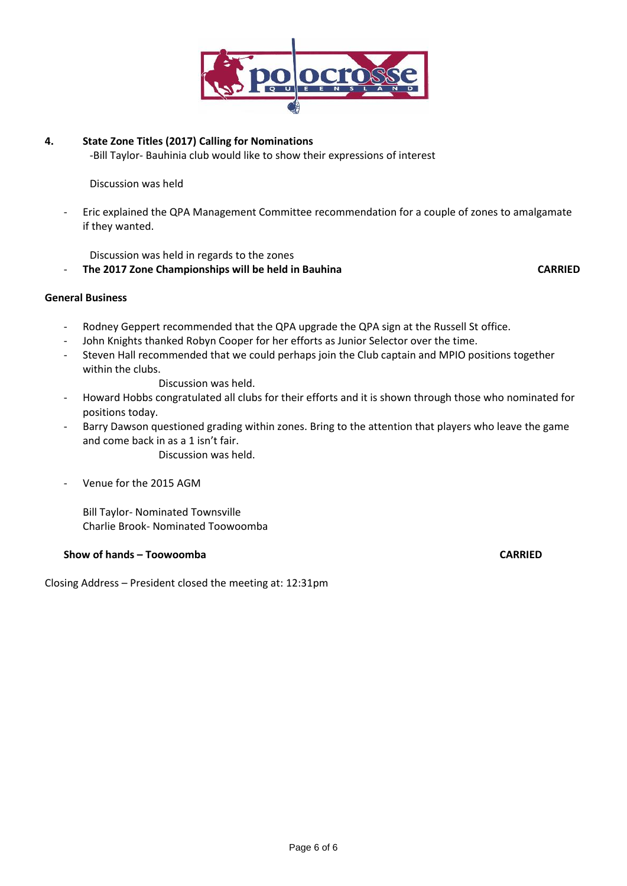**4. State Zone Titles (2017) Calling for Nominations**

-Bill Taylor- Bauhinia club would like to show their expressions of interest

Discussion was held

- Eric explained the QPA Management Committee recommendation for a couple of zones to amalgamate if they wanted.

Discussion was held in regards to the zones

- **The 2017 Zone Championships will be held in Bauhina** **CARRIED**

**General Business**

- Rodney Geppert recommended that the QPA upgrade the QPA sign at the Russell St office.
- John Knights thanked Robyn Cooper for her efforts as Junior Selector over the time.
- Steven Hall recommended that we could perhaps join the Club captain and MPIO positions together within the clubs.

  Discussion was held.
- Howard Hobbs congratulated all clubs for their efforts and it is shown through those who nominated for positions today.
- Barry Dawson questioned grading within zones. Bring to the attention that players who leave the game and come back in as a 1 isn't fair.

  Discussion was held.

- Venue for the 2015 AGM

  Bill Taylor- Nominated Townsville
  Charlie Brook- Nominated Toowoomba

**Show of hands – Toowoomba** **CARRIED**

Closing Address – President closed the meeting at: 12:31pm